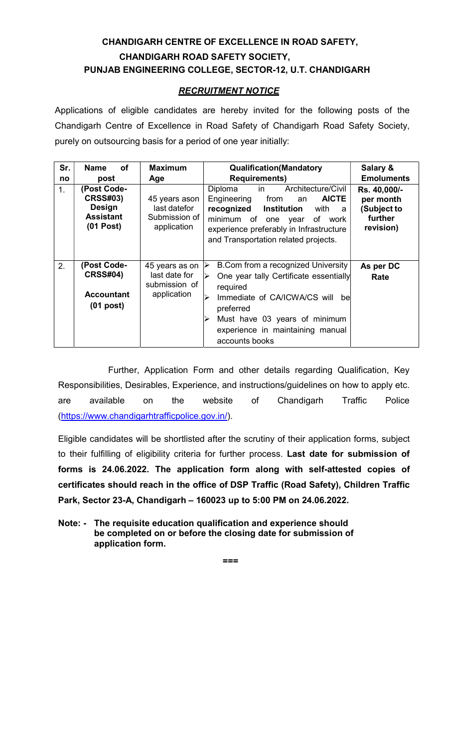# CHANDIGARH CENTRE OF EXCELLENCE IN ROAD SAFETY,
## CHANDIGARH ROAD SAFETY SOCIETY,
## PUNJAB ENGINEERING COLLEGE, SECTOR-12, U.T. CHANDIGARH

### ***RECRUITMENT NOTICE***

Applications of eligible candidates are hereby invited for the following posts of the Chandigarh Centre of Excellence in Road Safety of Chandigarh Road Safety Society, purely on outsourcing basis for a period of one year initially:

| Sr. no | Name of post | Maximum Age | Qualification(Mandatory Requirements) | Salary & Emoluments |
|---|---|---|---|---|
| 1. | **(Post Code-CRSS#03) Design Assistant (01 Post)** | 45 years ason last datefor Submission of application | Diploma in Architecture/Civil Engineering from an **AICTE recognized Institution** with a minimum of one year of work experience preferably in Infrastructure and Transportation related projects. | **Rs. 40,000/- per month (Subject to further revision)** |
| 2. | **(Post Code-CRSS#04) Accountant (01 post)** | 45 years as on last date for submission of application | ➢ B.Com from a recognized University<br>➢ One year tally Certificate essentially required<br>➢ Immediate of CA/ICWA/CS will be preferred<br>➢ Must have 03 years of minimum experience in maintaining manual accounts books | **As per DC Rate** |

Further, Application Form and other details regarding Qualification, Key Responsibilities, Desirables, Experience, and instructions/guidelines on how to apply etc. are available on the website of Chandigarh Traffic Police (https://www.chandigarhtrafficpolice.gov.in/).

Eligible candidates will be shortlisted after the scrutiny of their application forms, subject to their fulfilling of eligibility criteria for further process. **Last date for submission of forms is 24.06.2022. The application form along with self-attested copies of certificates should reach in the office of DSP Traffic (Road Safety), Children Traffic Park, Sector 23-A, Chandigarh – 160023 up to 5:00 PM on 24.06.2022.**

**Note: - The requisite education qualification and experience should be completed on or before the closing date for submission of application form.**

===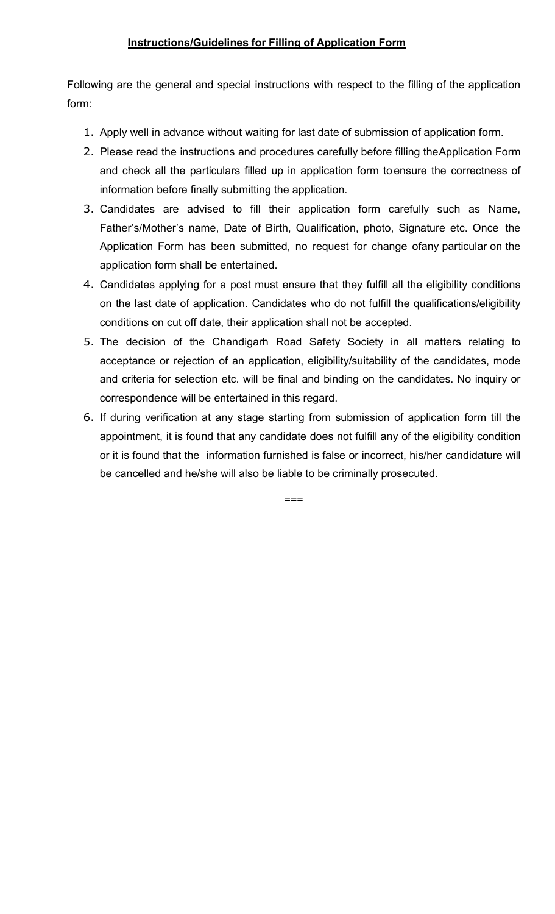**Instructions/Guidelines for Filling of Application Form**

Following are the general and special instructions with respect to the filling of the application form:

1. Apply well in advance without waiting for last date of submission of application form.
2. Please read the instructions and procedures carefully before filling theApplication Form and check all the particulars filled up in application form toensure the correctness of information before finally submitting the application.
3. Candidates are advised to fill their application form carefully such as Name, Father's/Mother's name, Date of Birth, Qualification, photo, Signature etc. Once the Application Form has been submitted, no request for change ofany particular on the application form shall be entertained.
4. Candidates applying for a post must ensure that they fulfill all the eligibility conditions on the last date of application. Candidates who do not fulfill the qualifications/eligibility conditions on cut off date, their application shall not be accepted.
5. The decision of the Chandigarh Road Safety Society in all matters relating to acceptance or rejection of an application, eligibility/suitability of the candidates, mode and criteria for selection etc. will be final and binding on the candidates. No inquiry or correspondence will be entertained in this regard.
6. If during verification at any stage starting from submission of application form till the appointment, it is found that any candidate does not fulfill any of the eligibility condition or it is found that the information furnished is false or incorrect, his/her candidature will be cancelled and he/she will also be liable to be criminally prosecuted.

===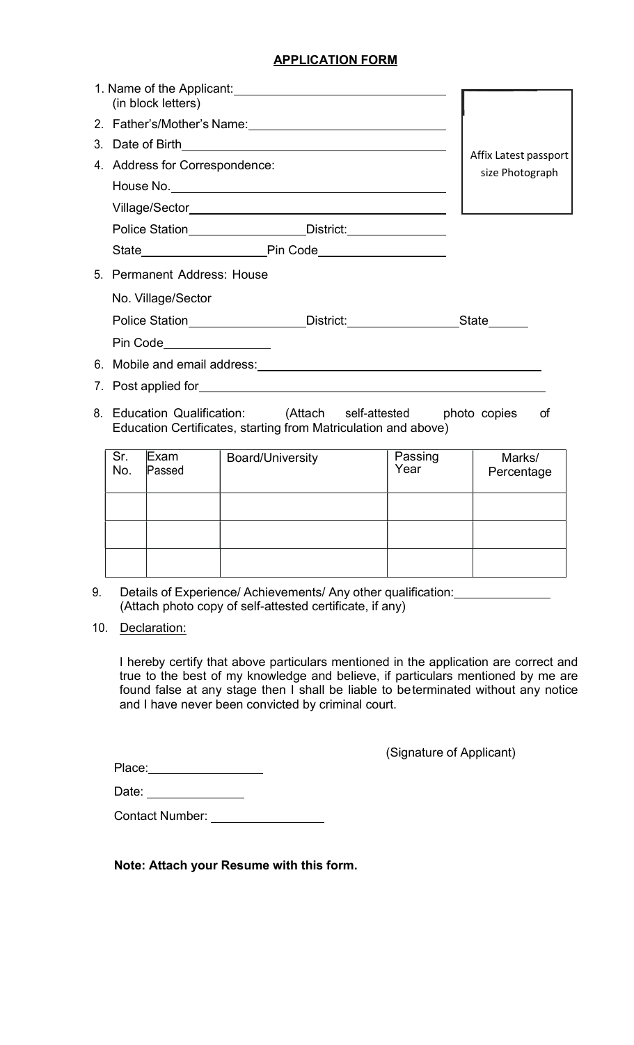# APPLICATION FORM

1. Name of the Applicant: ______________________________
   (in block letters)
2. Father's/Mother's Name: ______________________________
3. Date of Birth ______________________________
4. Address for Correspondence:

   House No. ______________________________

   Village/Sector ______________________________

   Police Station ________________ District: ______________

   State __________________ Pin Code __________________

Affix Latest passport size Photograph

5. Permanent Address: House

   No. Village/Sector

   Police Station ________________ District: ________________ State ______

   Pin Code ________________
6. Mobile and email address: ______________________________
7. Post applied for ______________________________
8. Education Qualification: (Attach self-attested photo copies of Education Certificates, starting from Matriculation and above)

| Sr. No. | Exam Passed | Board/University | Passing Year | Marks/ Percentage |
|---|---|---|---|---|
| | | | | |
| | | | | |
| | | | | |

9. Details of Experience/ Achievements/ Any other qualification: ______________
   (Attach photo copy of self-attested certificate, if any)
10. Declaration:

    I hereby certify that above particulars mentioned in the application are correct and true to the best of my knowledge and believe, if particulars mentioned by me are found false at any stage then I shall be liable to beterminated without any notice and I have never been convicted by criminal court.

(Signature of Applicant)

Place: ________________

Date: ______________

Contact Number: ________________

**Note: Attach your Resume with this form.**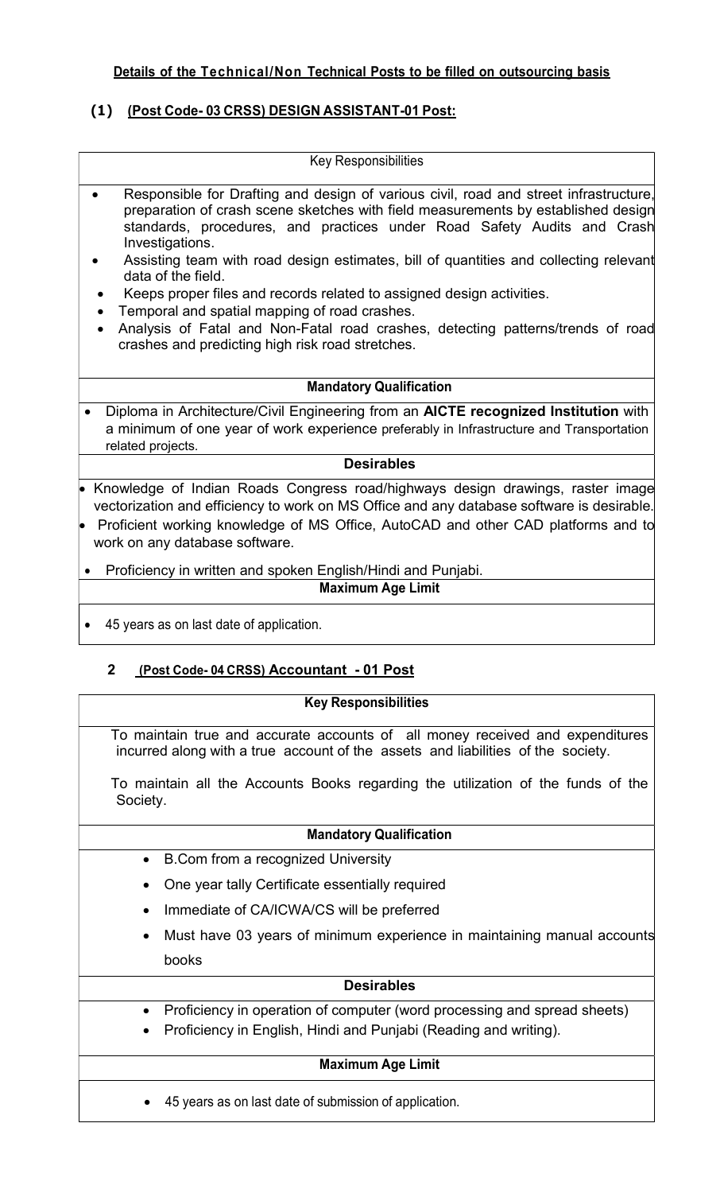**Details of the Technical/Non Technical Posts to be filled on outsourcing basis**

## (1) (Post Code- 03 CRSS) DESIGN ASSISTANT-01 Post:

**Key Responsibilities**

- Responsible for Drafting and design of various civil, road and street infrastructure, preparation of crash scene sketches with field measurements by established design standards, procedures, and practices under Road Safety Audits and Crash Investigations.
- Assisting team with road design estimates, bill of quantities and collecting relevant data of the field.
- Keeps proper files and records related to assigned design activities.
- Temporal and spatial mapping of road crashes.
- Analysis of Fatal and Non-Fatal road crashes, detecting patterns/trends of road crashes and predicting high risk road stretches.

**Mandatory Qualification**

- Diploma in Architecture/Civil Engineering from an **AICTE recognized Institution** with a minimum of one year of work experience preferably in Infrastructure and Transportation related projects.

**Desirables**

- Knowledge of Indian Roads Congress road/highways design drawings, raster image vectorization and efficiency to work on MS Office and any database software is desirable.
- Proficient working knowledge of MS Office, AutoCAD and other CAD platforms and to work on any database software.
- Proficiency in written and spoken English/Hindi and Punjabi.

**Maximum Age Limit**

- 45 years as on last date of application.

## 2 (Post Code- 04 CRSS) Accountant - 01 Post

**Key Responsibilities**

To maintain true and accurate accounts of all money received and expenditures incurred along with a true account of the assets and liabilities of the society.

To maintain all the Accounts Books regarding the utilization of the funds of the Society.

**Mandatory Qualification**

- B.Com from a recognized University
- One year tally Certificate essentially required
- Immediate of CA/ICWA/CS will be preferred
- Must have 03 years of minimum experience in maintaining manual accounts books

**Desirables**

- Proficiency in operation of computer (word processing and spread sheets)
- Proficiency in English, Hindi and Punjabi (Reading and writing).

**Maximum Age Limit**

- 45 years as on last date of submission of application.